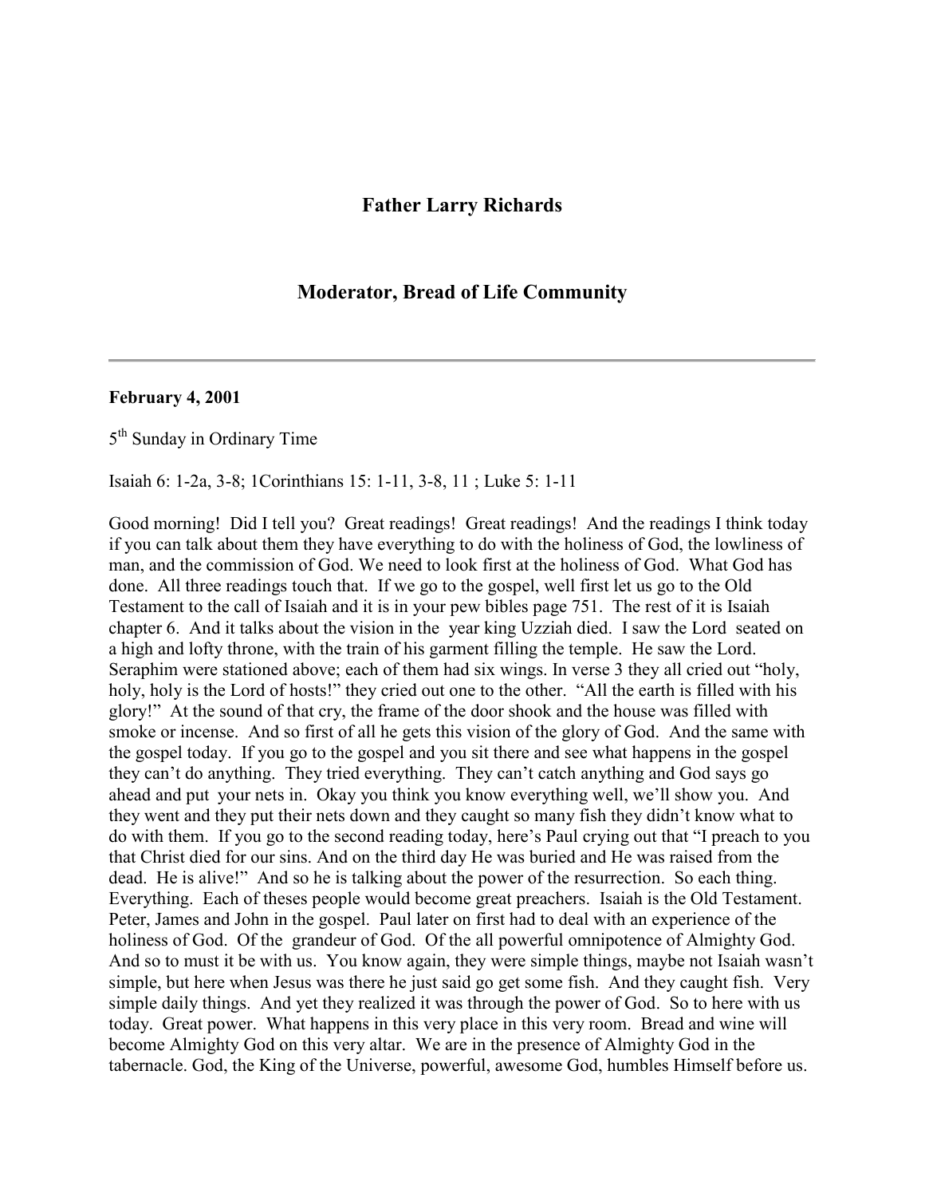## Father Larry Richards

## Moderator, Bread of Life Community

---

**February 4, 2001**

5th Sunday in Ordinary Time

Isaiah 6: 1-2a, 3-8; 1Corinthians 15: 1-11, 3-8, 11 ; Luke 5: 1-11

Good morning! Did I tell you? Great readings! Great readings! And the readings I think today if you can talk about them they have everything to do with the holiness of God, the lowliness of man, and the commission of God. We need to look first at the holiness of God. What God has done. All three readings touch that. If we go to the gospel, well first let us go to the Old Testament to the call of Isaiah and it is in your pew bibles page 751. The rest of it is Isaiah chapter 6. And it talks about the vision in the year king Uzziah died. I saw the Lord seated on a high and lofty throne, with the train of his garment filling the temple. He saw the Lord. Seraphim were stationed above; each of them had six wings. In verse 3 they all cried out "holy, holy, holy is the Lord of hosts!" they cried out one to the other. "All the earth is filled with his glory!" At the sound of that cry, the frame of the door shook and the house was filled with smoke or incense. And so first of all he gets this vision of the glory of God. And the same with the gospel today. If you go to the gospel and you sit there and see what happens in the gospel they can't do anything. They tried everything. They can't catch anything and God says go ahead and put your nets in. Okay you think you know everything well, we'll show you. And they went and they put their nets down and they caught so many fish they didn't know what to do with them. If you go to the second reading today, here's Paul crying out that "I preach to you that Christ died for our sins. And on the third day He was buried and He was raised from the dead. He is alive!" And so he is talking about the power of the resurrection. So each thing. Everything. Each of theses people would become great preachers. Isaiah is the Old Testament. Peter, James and John in the gospel. Paul later on first had to deal with an experience of the holiness of God. Of the grandeur of God. Of the all powerful omnipotence of Almighty God. And so to must it be with us. You know again, they were simple things, maybe not Isaiah wasn't simple, but here when Jesus was there he just said go get some fish. And they caught fish. Very simple daily things. And yet they realized it was through the power of God. So to here with us today. Great power. What happens in this very place in this very room. Bread and wine will become Almighty God on this very altar. We are in the presence of Almighty God in the tabernacle. God, the King of the Universe, powerful, awesome God, humbles Himself before us.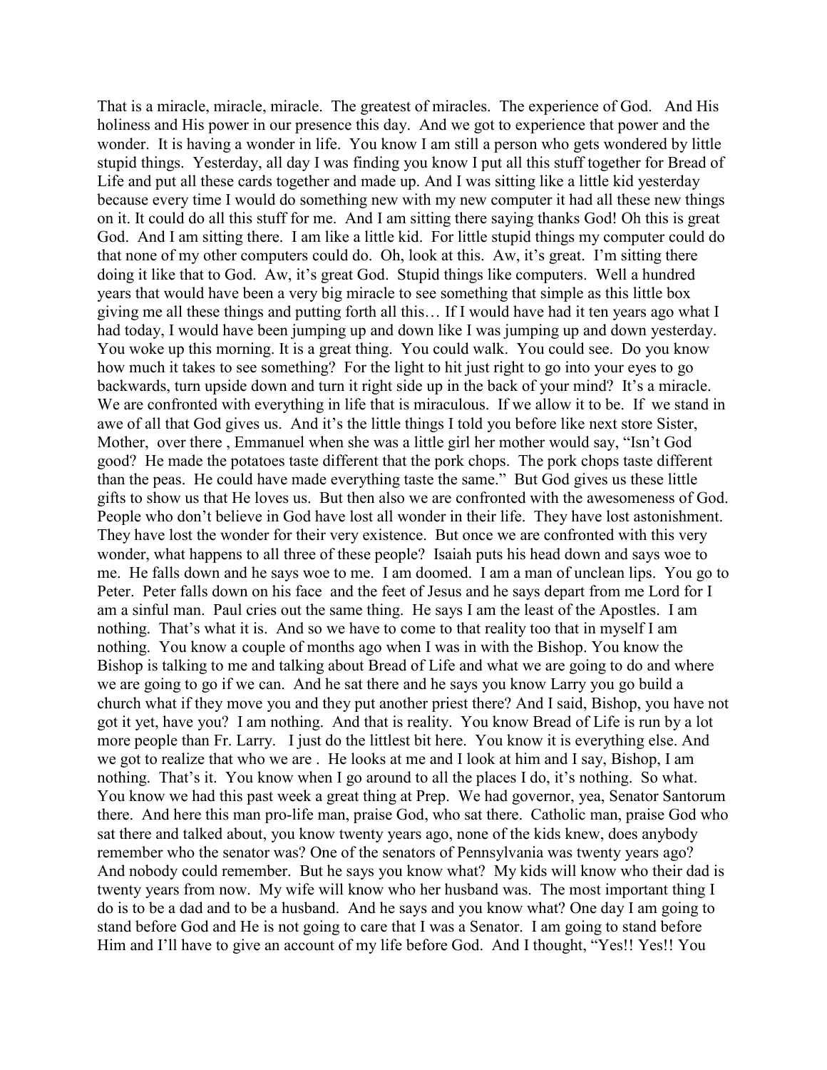That is a miracle, miracle, miracle. The greatest of miracles. The experience of God. And His holiness and His power in our presence this day. And we got to experience that power and the wonder. It is having a wonder in life. You know I am still a person who gets wondered by little stupid things. Yesterday, all day I was finding you know I put all this stuff together for Bread of Life and put all these cards together and made up. And I was sitting like a little kid yesterday because every time I would do something new with my new computer it had all these new things on it. It could do all this stuff for me. And I am sitting there saying thanks God! Oh this is great God. And I am sitting there. I am like a little kid. For little stupid things my computer could do that none of my other computers could do. Oh, look at this. Aw, it's great. I'm sitting there doing it like that to God. Aw, it's great God. Stupid things like computers. Well a hundred years that would have been a very big miracle to see something that simple as this little box giving me all these things and putting forth all this… If I would have had it ten years ago what I had today, I would have been jumping up and down like I was jumping up and down yesterday. You woke up this morning. It is a great thing. You could walk. You could see. Do you know how much it takes to see something? For the light to hit just right to go into your eyes to go backwards, turn upside down and turn it right side up in the back of your mind? It's a miracle. We are confronted with everything in life that is miraculous. If we allow it to be. If we stand in awe of all that God gives us. And it's the little things I told you before like next store Sister, Mother, over there , Emmanuel when she was a little girl her mother would say, "Isn't God good? He made the potatoes taste different that the pork chops. The pork chops taste different than the peas. He could have made everything taste the same." But God gives us these little gifts to show us that He loves us. But then also we are confronted with the awesomeness of God. People who don't believe in God have lost all wonder in their life. They have lost astonishment. They have lost the wonder for their very existence. But once we are confronted with this very wonder, what happens to all three of these people? Isaiah puts his head down and says woe to me. He falls down and he says woe to me. I am doomed. I am a man of unclean lips. You go to Peter. Peter falls down on his face and the feet of Jesus and he says depart from me Lord for I am a sinful man. Paul cries out the same thing. He says I am the least of the Apostles. I am nothing. That's what it is. And so we have to come to that reality too that in myself I am nothing. You know a couple of months ago when I was in with the Bishop. You know the Bishop is talking to me and talking about Bread of Life and what we are going to do and where we are going to go if we can. And he sat there and he says you know Larry you go build a church what if they move you and they put another priest there? And I said, Bishop, you have not got it yet, have you? I am nothing. And that is reality. You know Bread of Life is run by a lot more people than Fr. Larry. I just do the littlest bit here. You know it is everything else. And we got to realize that who we are . He looks at me and I look at him and I say, Bishop, I am nothing. That's it. You know when I go around to all the places I do, it's nothing. So what. You know we had this past week a great thing at Prep. We had governor, yea, Senator Santorum there. And here this man pro-life man, praise God, who sat there. Catholic man, praise God who sat there and talked about, you know twenty years ago, none of the kids knew, does anybody remember who the senator was? One of the senators of Pennsylvania was twenty years ago? And nobody could remember. But he says you know what? My kids will know who their dad is twenty years from now. My wife will know who her husband was. The most important thing I do is to be a dad and to be a husband. And he says and you know what? One day I am going to stand before God and He is not going to care that I was a Senator. I am going to stand before Him and I'll have to give an account of my life before God. And I thought, "Yes!! Yes!! You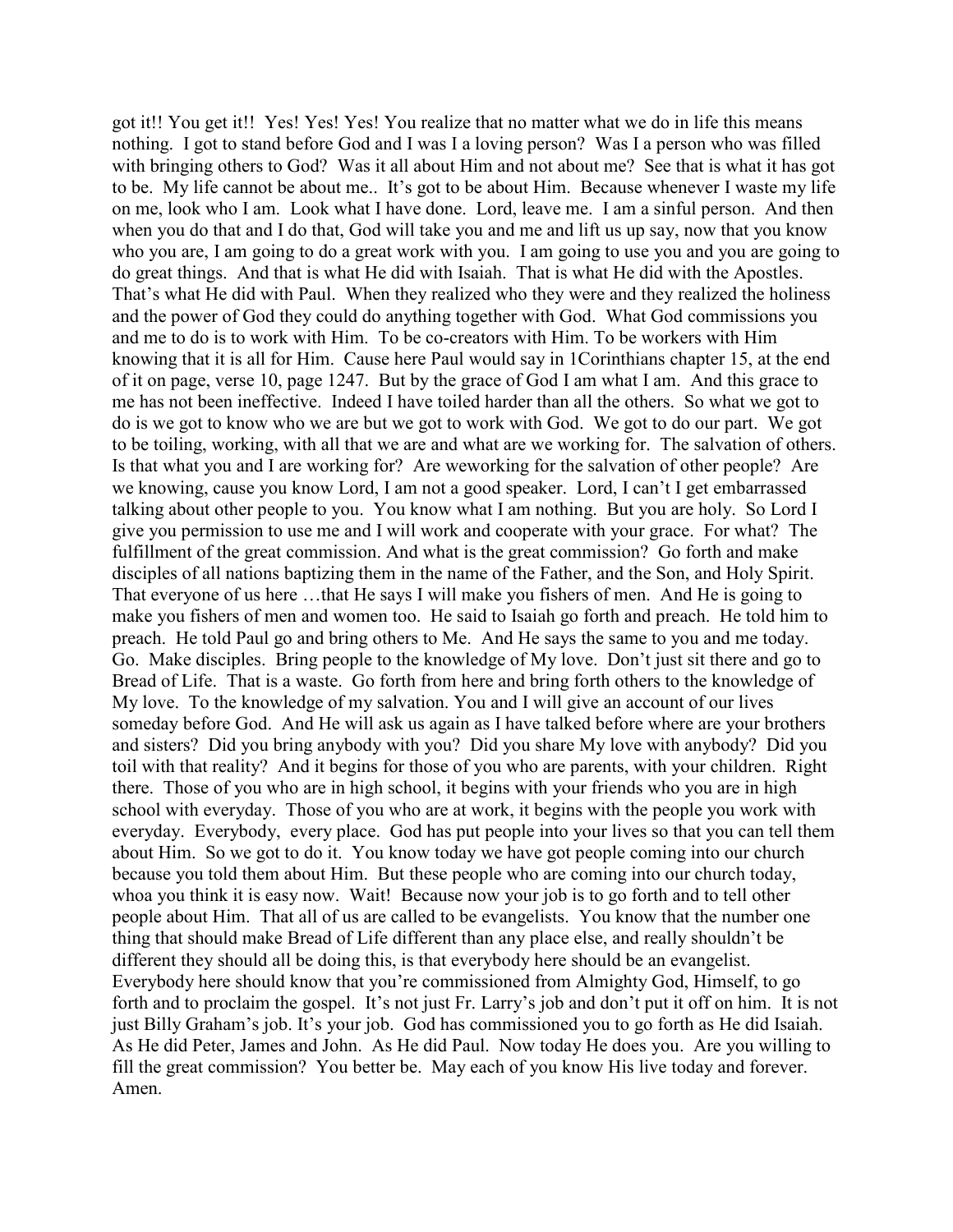got it!! You get it!! Yes! Yes! Yes! You realize that no matter what we do in life this means nothing. I got to stand before God and I was I a loving person? Was I a person who was filled with bringing others to God? Was it all about Him and not about me? See that is what it has got to be. My life cannot be about me.. It's got to be about Him. Because whenever I waste my life on me, look who I am. Look what I have done. Lord, leave me. I am a sinful person. And then when you do that and I do that, God will take you and me and lift us up say, now that you know who you are, I am going to do a great work with you. I am going to use you and you are going to do great things. And that is what He did with Isaiah. That is what He did with the Apostles. That's what He did with Paul. When they realized who they were and they realized the holiness and the power of God they could do anything together with God. What God commissions you and me to do is to work with Him. To be co-creators with Him. To be workers with Him knowing that it is all for Him. Cause here Paul would say in 1Corinthians chapter 15, at the end of it on page, verse 10, page 1247. But by the grace of God I am what I am. And this grace to me has not been ineffective. Indeed I have toiled harder than all the others. So what we got to do is we got to know who we are but we got to work with God. We got to do our part. We got to be toiling, working, with all that we are and what are we working for. The salvation of others. Is that what you and I are working for? Are weworking for the salvation of other people? Are we knowing, cause you know Lord, I am not a good speaker. Lord, I can't I get embarrassed talking about other people to you. You know what I am nothing. But you are holy. So Lord I give you permission to use me and I will work and cooperate with your grace. For what? The fulfillment of the great commission. And what is the great commission? Go forth and make disciples of all nations baptizing them in the name of the Father, and the Son, and Holy Spirit. That everyone of us here …that He says I will make you fishers of men. And He is going to make you fishers of men and women too. He said to Isaiah go forth and preach. He told him to preach. He told Paul go and bring others to Me. And He says the same to you and me today. Go. Make disciples. Bring people to the knowledge of My love. Don't just sit there and go to Bread of Life. That is a waste. Go forth from here and bring forth others to the knowledge of My love. To the knowledge of my salvation. You and I will give an account of our lives someday before God. And He will ask us again as I have talked before where are your brothers and sisters? Did you bring anybody with you? Did you share My love with anybody? Did you toil with that reality? And it begins for those of you who are parents, with your children. Right there. Those of you who are in high school, it begins with your friends who you are in high school with everyday. Those of you who are at work, it begins with the people you work with everyday. Everybody, every place. God has put people into your lives so that you can tell them about Him. So we got to do it. You know today we have got people coming into our church because you told them about Him. But these people who are coming into our church today, whoa you think it is easy now. Wait! Because now your job is to go forth and to tell other people about Him. That all of us are called to be evangelists. You know that the number one thing that should make Bread of Life different than any place else, and really shouldn't be different they should all be doing this, is that everybody here should be an evangelist. Everybody here should know that you're commissioned from Almighty God, Himself, to go forth and to proclaim the gospel. It's not just Fr. Larry's job and don't put it off on him. It is not just Billy Graham's job. It's your job. God has commissioned you to go forth as He did Isaiah. As He did Peter, James and John. As He did Paul. Now today He does you. Are you willing to fill the great commission? You better be. May each of you know His live today and forever. Amen.